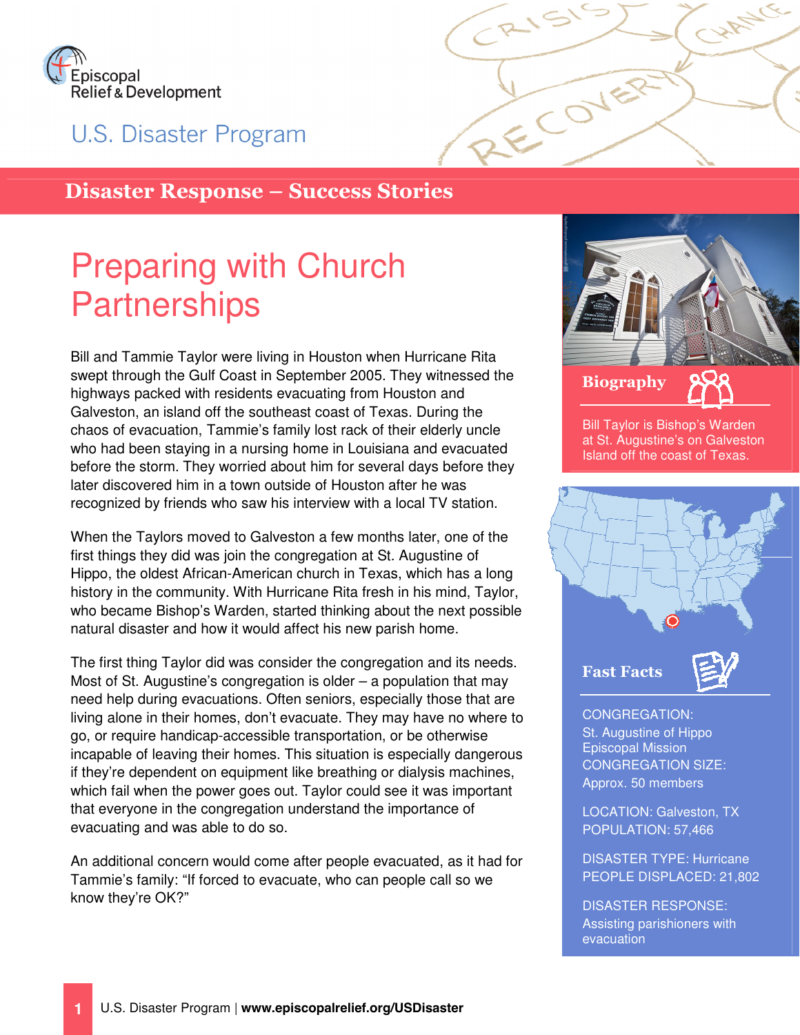Episcopal Relief & Development

U.S. Disaster Program

## Disaster Response – Success Stories

# Preparing with Church Partnerships

Bill and Tammie Taylor were living in Houston when Hurricane Rita swept through the Gulf Coast in September 2005. They witnessed the highways packed with residents evacuating from Houston and Galveston, an island off the southeast coast of Texas. During the chaos of evacuation, Tammie's family lost rack of their elderly uncle who had been staying in a nursing home in Louisiana and evacuated before the storm. They worried about him for several days before they later discovered him in a town outside of Houston after he was recognized by friends who saw his interview with a local TV station.

When the Taylors moved to Galveston a few months later, one of the first things they did was join the congregation at St. Augustine of Hippo, the oldest African-American church in Texas, which has a long history in the community. With Hurricane Rita fresh in his mind, Taylor, who became Bishop's Warden, started thinking about the next possible natural disaster and how it would affect his new parish home.

The first thing Taylor did was consider the congregation and its needs. Most of St. Augustine's congregation is older – a population that may need help during evacuations. Often seniors, especially those that are living alone in their homes, don't evacuate. They may have no where to go, or require handicap-accessible transportation, or be otherwise incapable of leaving their homes. This situation is especially dangerous if they're dependent on equipment like breathing or dialysis machines, which fail when the power goes out. Taylor could see it was important that everyone in the congregation understand the importance of evacuating and was able to do so.

An additional concern would come after people evacuated, as it had for Tammie's family: "If forced to evacuate, who can people call so we know they're OK?"

### Biography

Bill Taylor is Bishop's Warden at St. Augustine's on Galveston Island off the coast of Texas.

### Fast Facts

CONGREGATION:
St. Augustine of Hippo Episcopal Mission
CONGREGATION SIZE:
Approx. 50 members

LOCATION: Galveston, TX
POPULATION: 57,466

DISASTER TYPE: Hurricane
PEOPLE DISPLACED: 21,802

DISASTER RESPONSE:
Assisting parishioners with evacuation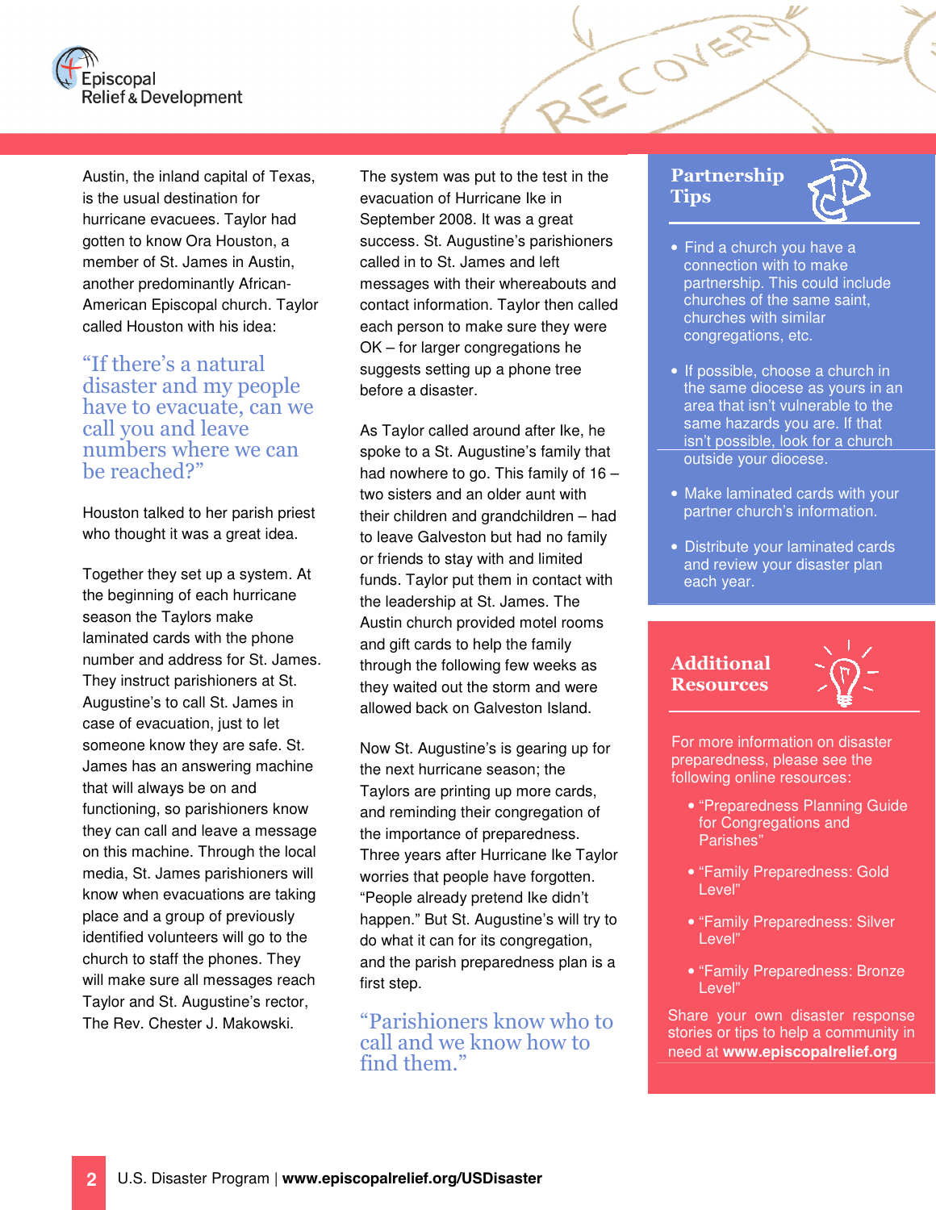Austin, the inland capital of Texas, is the usual destination for hurricane evacuees. Taylor had gotten to know Ora Houston, a member of St. James in Austin, another predominantly African-American Episcopal church. Taylor called Houston with his idea:

> "If there's a natural disaster and my people have to evacuate, can we call you and leave numbers where we can be reached?"

Houston talked to her parish priest who thought it was a great idea.

Together they set up a system. At the beginning of each hurricane season the Taylors make laminated cards with the phone number and address for St. James. They instruct parishioners at St. Augustine's to call St. James in case of evacuation, just to let someone know they are safe. St. James has an answering machine that will always be on and functioning, so parishioners know they can call and leave a message on this machine. Through the local media, St. James parishioners will know when evacuations are taking place and a group of previously identified volunteers will go to the church to staff the phones. They will make sure all messages reach Taylor and St. Augustine's rector, The Rev. Chester J. Makowski.

The system was put to the test in the evacuation of Hurricane Ike in September 2008. It was a great success. St. Augustine's parishioners called in to St. James and left messages with their whereabouts and contact information. Taylor then called each person to make sure they were OK – for larger congregations he suggests setting up a phone tree before a disaster.

As Taylor called around after Ike, he spoke to a St. Augustine's family that had nowhere to go. This family of 16 – two sisters and an older aunt with their children and grandchildren – had to leave Galveston but had no family or friends to stay with and limited funds. Taylor put them in contact with the leadership at St. James. The Austin church provided motel rooms and gift cards to help the family through the following few weeks as they waited out the storm and were allowed back on Galveston Island.

Now St. Augustine's is gearing up for the next hurricane season; the Taylors are printing up more cards, and reminding their congregation of the importance of preparedness. Three years after Hurricane Ike Taylor worries that people have forgotten. "People already pretend Ike didn't happen." But St. Augustine's will try to do what it can for its congregation, and the parish preparedness plan is a first step.

> "Parishioners know who to call and we know how to find them."

## Partnership Tips

- Find a church you have a connection with to make partnership. This could include churches of the same saint, churches with similar congregations, etc.
- If possible, choose a church in the same diocese as yours in an area that isn't vulnerable to the same hazards you are. If that isn't possible, look for a church outside your diocese.
- Make laminated cards with your partner church's information.
- Distribute your laminated cards and review your disaster plan each year.

## Additional Resources

For more information on disaster preparedness, please see the following online resources:

- "Preparedness Planning Guide for Congregations and Parishes"
- "Family Preparedness: Gold Level"
- "Family Preparedness: Silver Level"
- "Family Preparedness: Bronze Level"

Share your own disaster response stories or tips to help a community in need at **www.episcopalrelief.org**